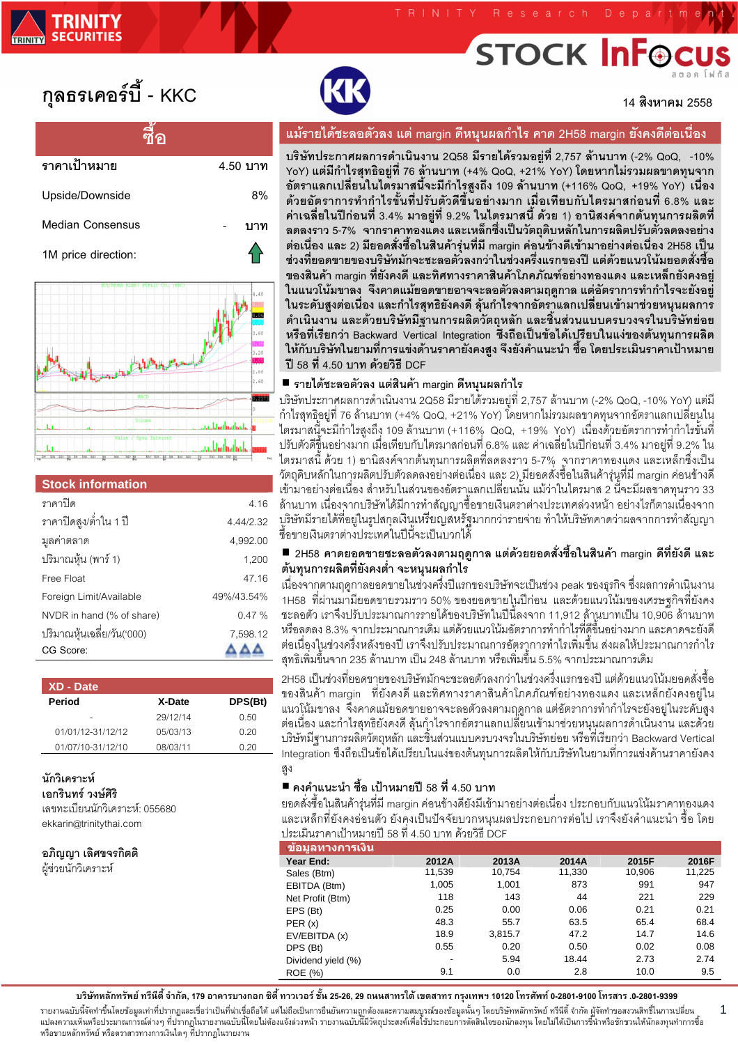# กุลธรเคอร์บี้ - KKC

14 สิงหาคม 2558

## ซื้อ

| | |
|---|---|
| ราคาเป้าหมาย | 4.50 บาท |
| Upside/Downside | 8% |
| Median Consensus | - บาท |
| 1M price direction: | ↑ |

## Stock information

| | |
|---|---|
| ราคาปิด | 4.16 |
| ราคาปิดสูงต่ำใน 1 ปี | 4.44/2.32 |
| มูลค่าตลาด | 4,992.00 |
| ปริมาณหุ้น (พาร์ 1) | 1,200 |
| Free Float | 47.16 |
| Foreign Limit/Available | 49%/43.54% |
| NVDR in hand (% of share) | 0.47 % |
| ปริมาณหุ้นเฉลี่ย/วัน('000) | 7,598.12 |
| CG Score: | ▲▲▲ |

## XD - Date

| Period | X-Date | DPS(Bt) |
|---|---|---|
| - | 29/12/14 | 0.50 |
| 01/01/12-31/12/12 | 05/03/13 | 0.20 |
| 01/07/10-31/12/10 | 08/03/11 | 0.20 |

**นักวิเคราะห์**
**เอกรินทร์ วงษ์ศิริ**
เลขทะเบียนนักวิเคราะห์: 055680
ekkarin@trinitythai.com

**อภิญญา เลิศขจรกิตติ**
ผู้ช่วยนักวิเคราะห์

## แม้รายได้ชะลอตัวลง แต่ margin ดีหนุนผลกำไร คาด 2H58 margin ยังคงดีต่อเนื่อง

**บริษัทประกาศผลการดำเนินงาน 2Q58 มีรายได้รวมอยู่ที่ 2,757 ล้านบาท (-2% QoQ, -10% YoY) แต่มีกำไรสุทธิอยู่ที่ 76 ล้านบาท (+4% QoQ, +21% YoY) โดยหากไม่รวมผลขาดทุนจากอัตราแลกเปลี่ยนในไตรมาสนี้จะมีกำไรสูงถึง 109 ล้านบาท (+116% QoQ, +19% YoY) เนื่องด้วยอัตราการทำกำไรขั้นที่ปรับตัวดีขึ้นอย่างมาก เมื่อเทียบกับไตรมาสก่อนที่ 6.8% และค่าเฉลี่ยในปีก่อนที่ 3.4% มาอยู่ที่ 9.2% ในไตรมาสนี้ ด้วย 1) อานิสงค์จากต้นทุนการผลิตที่ลดลงราว 5-7% จากราคาทองแดง และเหล็กซึ่งเป็นวัตถุดิบหลักในการผลิตปรับตัวลดลงอย่างต่อเนื่อง และ 2) มียอดสั่งซื้อในสินค้ารุ่นที่มี margin ค่อนข้างดีเข้ามาอย่างต่อเนื่อง 2H58 เป็นช่วงที่ยอดขายของบริษัทมักจะชะลอตัวลงกว่าในช่วงครึ่งแรกของปี แต่ด้วยแนวโน้มยอดสั่งซื้อของสินค้า margin ที่ยังคงดี และทิศทางราคาสินค้าโภคภัณฑ์อย่างทองแดง และเหล็กซึ่งยังคงอยู่ในแนวโน้มขาลง จึงคาดแม้ยอดขายอาจจะลดตัวลงตามฤดูกาล แต่อัตราการทำกำไรจะยังอยู่ในระดับสูงต่อเนื่อง และกำไรสุทธิยังคงดี ลุ้นกำไรจากอัตราแลกเปลี่ยนเข้ามาช่วยหนุนผลการดำเนินงาน และด้วยบริษัทมีฐานการผลิตวัตถุดิบหลัก และชิ้นส่วนแบบครบวงจรในบริษัทย่อย หรือที่เรียกว่า Backward Vertical Integration ซึ่งถือเป็นข้อได้เปรียบในแง่ของต้นทุนการผลิตให้กับบริษัทในยามที่การแข่งด้านราคายังคงสูง จึงยังคำแนะนำ ซื้อ โดยประเมินราคาเป้าหมาย ปี 58 ที่ 4.50 บาท ด้วยวิธี DCF**

### ■ รายได้ชะลอตัวลง แต่สินค้า margin ดีหนุนผลกำไร

บริษัทประกาศผลการดำเนินงาน 2Q58 มีรายได้รวมอยู่ที่ 2,757 ล้านบาท (-2% QoQ, -10% YoY) แต่มีกำไรสุทธิอยู่ที่ 76 ล้านบาท (+4% QoQ, +21% YoY) โดยหากไม่รวมผลขาดทุนจากอัตราแลกเปลี่ยนในไตรมาสนี้จะมีกำไรสูงถึง 109 ล้านบาท (+116% QoQ, +19% YoY) เนื่องด้วยอัตราการทำกำไรขั้นที่ปรับตัวดีขึ้นอย่างมาก เมื่อเทียบกับไตรมาสก่อนที่ 6.8% และ ค่าเฉลี่ยในปีก่อนที่ 3.4% มาอยู่ที่ 9.2% ในไตรมาสนี้ ด้วย 1) อานิสงค์จากต้นทุนการผลิตที่ลดลงราว 5-7% จากราคาทองแดง และเหล็กซึ่งเป็นวัตถุดิบหลักในการผลิตปรับตัวลดลงอย่างต่อเนื่อง และ 2) มียอดสั่งซื้อในสินค้ารุ่นที่มี margin ค่อนข้างดีเข้ามาอย่างต่อเนื่อง สำหรับในส่วนของอัตราแลกเปลี่ยนนั้น แม้ว่าในไตรมาส 2 นี้จะมีผลขาดทุนราว 33 ล้านบาท เนื่องจากบริษัทได้มีการทำสัญญาซื้อขายเงินตราต่างประเทศล่วงหน้า อย่างไรก็ตามเนื่องจากบริษัทมีรายได้ที่อยู่ในรูปสกุลเงินเหรียญสหรัฐฯมากกว่ารายจ่าย ทำให้บริษัทคาดว่าผลจากการทำสัญญาซื้อขายเงินตราต่างประเทศในปีนี้จะเป็นบวกได้

### ■ 2H58 คาดยอดขายชะลอตัวลงตามฤดูกาล แต่ด้วยยอดสั่งซื้อในสินค้า margin ดีที่ยังดี และต้นทุนการผลิตที่ยังคงต่ำ จะหนุนผลกำไร

เนื่องจากตามฤดูกาลยอดขายในช่วงครึ่งปีแรกของบริษัทจะเป็นช่วง peak ของธุรกิจ ซึ่งผลการดำเนินงาน 1H58 ที่ผ่านมามียอดขายรวมราว 50% ของยอดขายในปีก่อน และด้วยแนวโน้มของเศรษฐกิจที่ยังคงชะลอตัว เราจึงปรับประมาณการรายได้ของบริษัทในปีนี้ลงจาก 11,912 ล้านบาทเป็น 10,906 ล้านบาท หรือลดลง 8.3% จากประมาณการเดิม แต่ด้วยแนวโน้มอัตราการทำกำไรที่ดีขึ้นอย่างมาก และคาดจะยังดีต่อเนื่องในช่วงครึ่งหลังของปี เราจึงปรับประมาณการอัตราการทำไรเพิ่มขึ้น ส่งผลให้ประมาณการกำไรสุทธิเพิ่มขึ้นจาก 235 ล้านบาท เป็น 248 ล้านบาท หรือเพิ่มขึ้น 5.5% จากประมาณการเดิม

2H58 เป็นช่วงที่ยอดขายของบริษัทมักจะชะลอตัวลงกว่าในช่วงครึ่งแรกของปี แต่ด้วยแนวโน้มยอดสั่งซื้อของสินค้า margin ที่ยังคงดี และทิศทางราคาสินค้าโภคภัณฑ์อย่างทองแดง และเหล็กซึ่งยังคงอยู่ในแนวโน้มขาลง จึงคาดแม้ยอดขายอาจจะลดตัวลงตามฤดูกาล แต่อัตราการทำกำไรจะยังอยู่ในระดับสูงต่อเนื่อง และกำไรสุทธิยังคงดี ลุ้นกำไรจากอัตราแลกเปลี่ยนเข้ามาช่วยหนุนผลการดำเนินงาน และด้วยบริษัทมีฐานการผลิตวัตถุดิบหลัก และชิ้นส่วนแบบครบวงจรในบริษัทย่อย หรือที่เรียกว่า Backward Vertical Integration ซึ่งถือเป็นข้อได้เปรียบในแง่ของต้นทุนการผลิตให้กับบริษัทในยามที่การแข่งด้านราคายังคงสูง

### ■ คงคำแนะนำ ซื้อ เป้าหมายปี 58 ที่ 4.50 บาท

ยอดสั่งซื้อในสินค้ารุ่นที่มี margin ค่อนข้างดีที่ยังมีเข้ามาอย่างต่อเนื่อง ประกอบกับแนวโน้มราคาทองแดง และเหล็กที่ยังคงอ่อนตัว ยังคงเป็นปัจจัยบวกหนุนผลประกอบการต่อไป เราจึงยังคำแนะนำ ซื้อ โดยประเมินราคาเป้าหมายปี 58 ที่ 4.50 บาท ด้วยวิธี DCF

## ข้อมูลทางการเงิน

| Year End: | 2012A | 2013A | 2014A | 2015F | 2016F |
|---|---|---|---|---|---|
| Sales (Btm) | 11,539 | 10,754 | 11,330 | 10,906 | 11,225 |
| EBITDA (Btm) | 1,005 | 1,001 | 873 | 991 | 947 |
| Net Profit (Btm) | 118 | 143 | 44 | 221 | 229 |
| EPS (Bt) | 0.25 | 0.00 | 0.06 | 0.21 | 0.21 |
| PER (x) | 48.3 | 55.7 | 63.5 | 65.4 | 68.4 |
| EV/EBITDA (x) | 18.9 | 3,815.7 | 47.2 | 14.7 | 14.6 |
| DPS (Bt) | 0.55 | 0.20 | 0.50 | 0.02 | 0.08 |
| Dividend yield (%) | - | 5.94 | 18.44 | 2.73 | 2.74 |
| ROE (%) | 9.1 | 0.0 | 2.8 | 10.0 | 9.5 |

บริษัทหลักทรัพย์ ทรีนีตี้ จำกัด, 179 อาคารบางกอก ซิตี้ ทาวเวอร์ ชั้น 25-26, 29 ถนนสาทรใต้ เขตสาทร กรุงเทพฯ 10120 โทรศัพท์ 0-2801-9100 โทรสาร .0-2801-9399

รายงานฉบับนี้จัดทำขึ้นโดยข้อมูลเท่าที่ปรากฏและเชื่อว่าเป็นที่น่าเชื่อถือได้ แต่ไม่ถือเป็นการยืนยันความถูกต้องและความสมบูรณ์ของข้อมูลนั้นๆ โดยบริษัทหลักทรัพย์ ทรีนีตี้ จำกัด ผู้จัดทำขอสงวนสิทธิ์ในการเปลี่ยนแปลงความเห็นหรือประมาณการณ์ต่างๆ ที่ปรากฏในรายงานฉบับนี้โดยไม่ต้องแจ้งล่วงหน้า รายงานฉบับนี้มีวัตถุประสงค์เพื่อใช้ประกอบการตัดสินใจของนักลงทุน โดยไม่ได้เป็นการชี้นำหรือชักชวนให้นักลงทุนทำการซื้อหรือขายหลักทรัพย์ หรือตราสารทางการเงินใดๆ ที่ปรากฏในรายงาน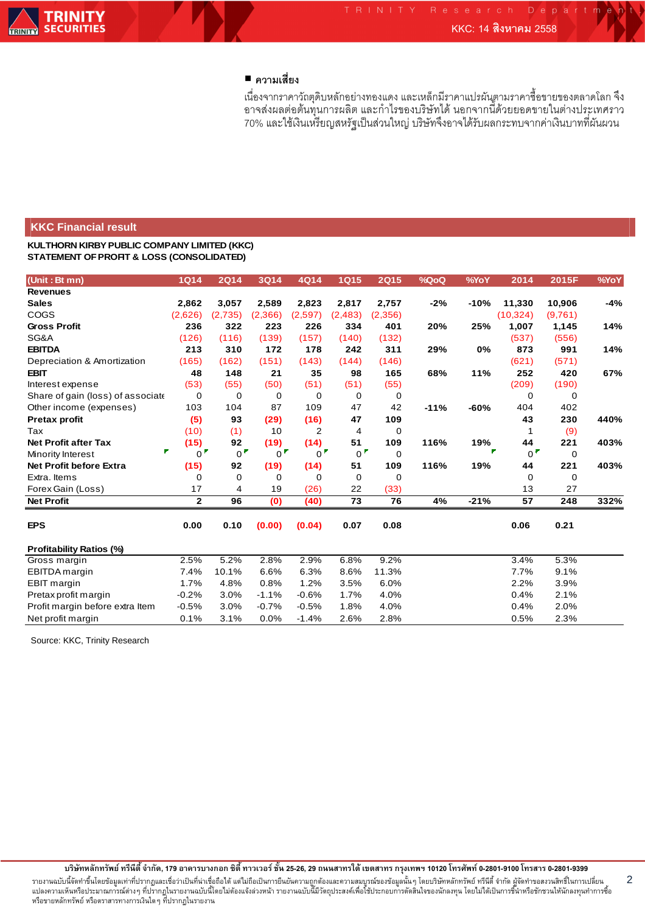■ **ความเสี่ยง**

เนื่องจากราคาวัตถุดิบหลักอย่างทองแดง และเหล็กมีราคาแปรผันตามราคาซื้อขายของตลาดโลก จึงอาจส่งผลต่อต้นทุนการผลิต และกำไรของบริษัทได้ นอกจากนี้ด้วยยอดขายในต่างประเทศราว 70% และใช้เงินเหรียญสหรัฐเป็นส่วนใหญ่ บริษัทจึงอาจได้รับผลกระทบจากค่าเงินบาทที่ผันผวน

## KKC Financial result

**KULTHORN KIRBY PUBLIC COMPANY LIMITED (KKC)**
**STATEMENT OF PROFIT & LOSS (CONSOLIDATED)**

| (Unit : Bt mn) | 1Q14 | 2Q14 | 3Q14 | 4Q14 | 1Q15 | 2Q15 | %QoQ | %YoY | 2014 | 2015F | %YoY |
|---|---|---|---|---|---|---|---|---|---|---|---|
| **Revenues** | | | | | | | | | | | |
| **Sales** | 2,862 | 3,057 | 2,589 | 2,823 | 2,817 | 2,757 | -2% | -10% | 11,330 | 10,906 | -4% |
| COGS | (2,626) | (2,735) | (2,366) | (2,597) | (2,483) | (2,356) | | | (10,324) | (9,761) | |
| **Gross Profit** | 236 | 322 | 223 | 226 | 334 | 401 | 20% | 25% | 1,007 | 1,145 | 14% |
| SG&A | (126) | (116) | (139) | (157) | (140) | (132) | | | (537) | (556) | |
| **EBITDA** | 213 | 310 | 172 | 178 | 242 | 311 | 29% | 0% | 873 | 991 | 14% |
| Depreciation & Amortization | (165) | (162) | (151) | (143) | (144) | (146) | | | (621) | (571) | |
| **EBIT** | 48 | 148 | 21 | 35 | 98 | 165 | 68% | 11% | 252 | 420 | 67% |
| Interest expense | (53) | (55) | (50) | (51) | (51) | (55) | | | (209) | (190) | |
| Share of gain (loss) of associate | 0 | 0 | 0 | 0 | 0 | 0 | | | 0 | 0 | |
| Other income (expenses) | 103 | 104 | 87 | 109 | 47 | 42 | -11% | -60% | 404 | 402 | |
| **Pretax profit** | (5) | 93 | (29) | (16) | 47 | 109 | | | 43 | 230 | 440% |
| Tax | (10) | (1) | 10 | 2 | 4 | 0 | | | 1 | (9) | |
| **Net Profit after Tax** | (15) | 92 | (19) | (14) | 51 | 109 | 116% | 19% | 44 | 221 | 403% |
| Minority Interest | 0 | 0 | 0 | 0 | 0 | 0 | | | 0 | 0 | |
| **Net Profit before Extra** | (15) | 92 | (19) | (14) | 51 | 109 | 116% | 19% | 44 | 221 | 403% |
| Extra. Items | 0 | 0 | 0 | 0 | 0 | 0 | | | 0 | 0 | |
| Forex Gain (Loss) | 17 | 4 | 19 | (26) | 22 | (33) | | | 13 | 27 | |
| **Net Profit** | 2 | 96 | (0) | (40) | 73 | 76 | 4% | -21% | 57 | 248 | 332% |
| | | | | | | | | | | | |
| **EPS** | 0.00 | 0.10 | (0.00) | (0.04) | 0.07 | 0.08 | | | 0.06 | 0.21 | |
| | | | | | | | | | | | |
| **Profitability Ratios (%)** | | | | | | | | | | | |
| Gross margin | 2.5% | 5.2% | 2.8% | 2.9% | 6.8% | 9.2% | | | 3.4% | 5.3% | |
| EBITDA margin | 7.4% | 10.1% | 6.6% | 6.3% | 8.6% | 11.3% | | | 7.7% | 9.1% | |
| EBIT margin | 1.7% | 4.8% | 0.8% | 1.2% | 3.5% | 6.0% | | | 2.2% | 3.9% | |
| Pretax profit margin | -0.2% | 3.0% | -1.1% | -0.6% | 1.7% | 4.0% | | | 0.4% | 2.1% | |
| Profit margin before extra Item | -0.5% | 3.0% | -0.7% | -0.5% | 1.8% | 4.0% | | | 0.4% | 2.0% | |
| Net profit margin | 0.1% | 3.1% | 0.0% | -1.4% | 2.6% | 2.8% | | | 0.5% | 2.3% | |

Source: KKC, Trinity Research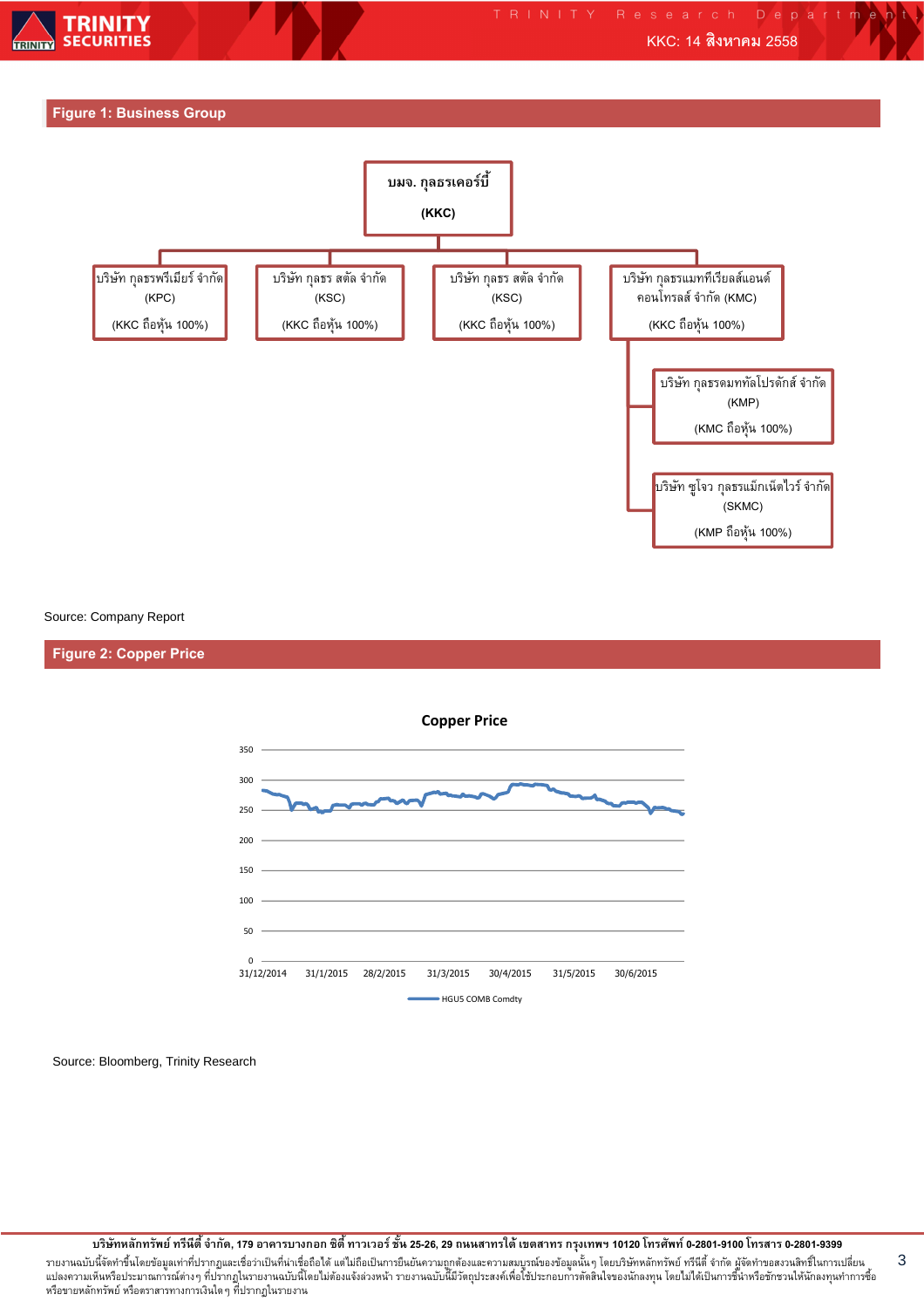## Figure 1: Business Group

บมจ. กุลธรเคอร์บี้ (KKC)

- บริษัท กุลธรพรีเมียร์ จำกัด (KPC) (KKC ถือหุ้น 100%)
- บริษัท กุลธร สตีล จำกัด (KSC) (KKC ถือหุ้น 100%)
- บริษัท กุลธร สตีล จำกัด (KSC) (KKC ถือหุ้น 100%)
- บริษัท กุลธรแมททีเรียลส์แอนด์คอนโทรลส์ จำกัด (KMC) (KKC ถือหุ้น 100%)
  - บริษัท กุลธรดมททัลโปรดักส์ จำกัด (KMP) (KMC ถือหุ้น 100%)
  - บริษัท ซูโจว กุลธรแม็กเน็ตไวร์ จำกัด (SKMC) (KMP ถือหุ้น 100%)

Source: Company Report

## Figure 2: Copper Price

**Copper Price**

Y-axis: 0, 50, 100, 150, 200, 250, 300, 350

X-axis: 31/12/2014, 31/1/2015, 28/2/2015, 31/3/2015, 30/4/2015, 31/5/2015, 30/6/2015

Legend: HGU5 COMB Comdty

Source: Bloomberg, Trinity Research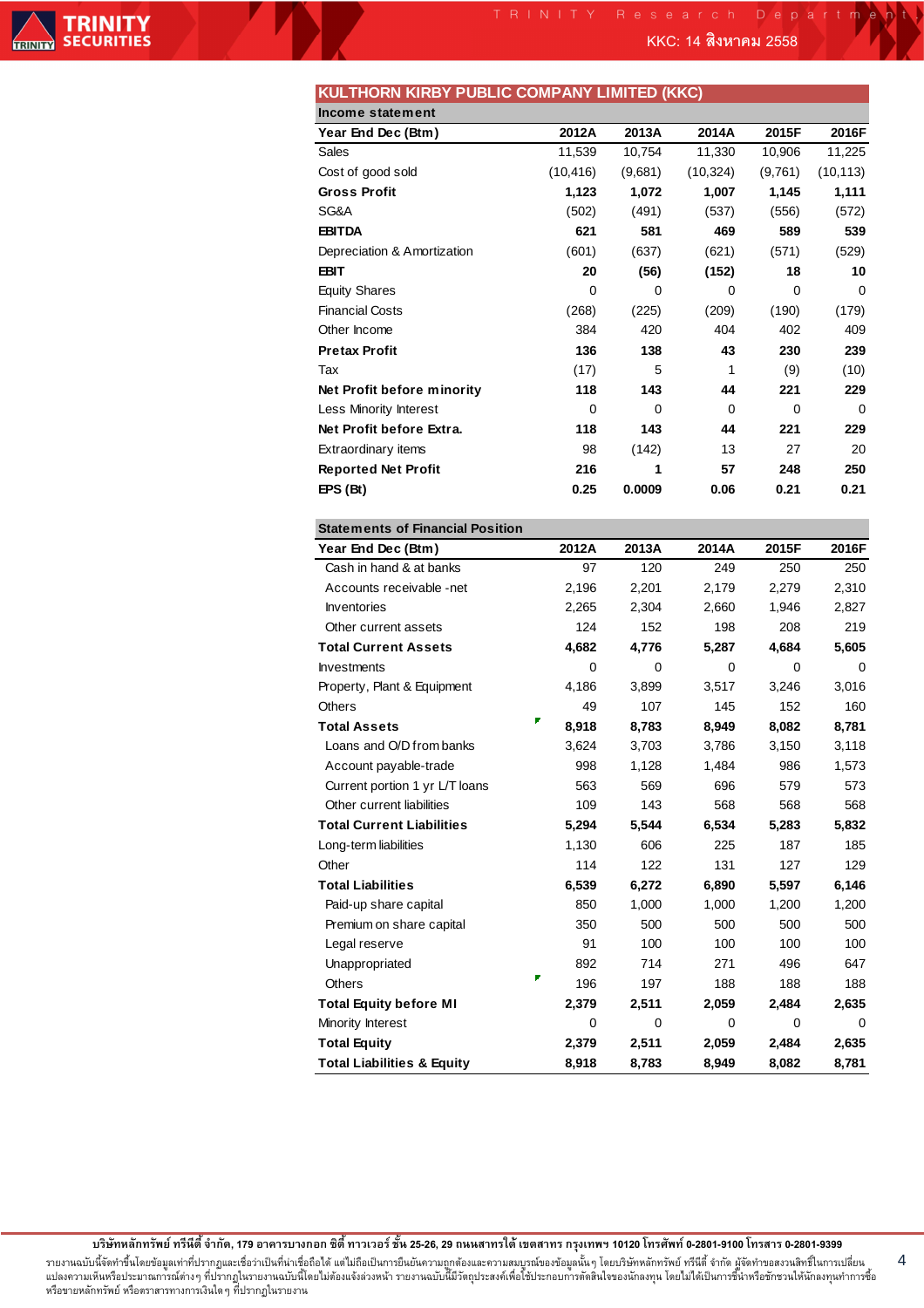## KULTHORN KIRBY PUBLIC COMPANY LIMITED (KKC)

### Income statement

| Year End Dec (Btm) | 2012A | 2013A | 2014A | 2015F | 2016F |
|---|---|---|---|---|---|
| Sales | 11,539 | 10,754 | 11,330 | 10,906 | 11,225 |
| Cost of good sold | (10,416) | (9,681) | (10,324) | (9,761) | (10,113) |
| **Gross Profit** | **1,123** | **1,072** | **1,007** | **1,145** | **1,111** |
| SG&A | (502) | (491) | (537) | (556) | (572) |
| **EBITDA** | **621** | **581** | **469** | **589** | **539** |
| Depreciation & Amortization | (601) | (637) | (621) | (571) | (529) |
| **EBIT** | **20** | **(56)** | **(152)** | **18** | **10** |
| Equity Shares | 0 | 0 | 0 | 0 | 0 |
| Financial Costs | (268) | (225) | (209) | (190) | (179) |
| Other Income | 384 | 420 | 404 | 402 | 409 |
| **Pretax Profit** | **136** | **138** | **43** | **230** | **239** |
| Tax | (17) | 5 | 1 | (9) | (10) |
| **Net Profit before minority** | **118** | **143** | **44** | **221** | **229** |
| Less Minority Interest | 0 | 0 | 0 | 0 | 0 |
| **Net Profit before Extra.** | **118** | **143** | **44** | **221** | **229** |
| Extraordinary items | 98 | (142) | 13 | 27 | 20 |
| **Reported Net Profit** | **216** | **1** | **57** | **248** | **250** |
| **EPS (Bt)** | **0.25** | **0.0009** | **0.06** | **0.21** | **0.21** |

### Statements of Financial Position

| Year End Dec (Btm) | 2012A | 2013A | 2014A | 2015F | 2016F |
|---|---|---|---|---|---|
| Cash in hand & at banks | 97 | 120 | 249 | 250 | 250 |
| Accounts receivable -net | 2,196 | 2,201 | 2,179 | 2,279 | 2,310 |
| Inventories | 2,265 | 2,304 | 2,660 | 1,946 | 2,827 |
| Other current assets | 124 | 152 | 198 | 208 | 219 |
| **Total Current Assets** | **4,682** | **4,776** | **5,287** | **4,684** | **5,605** |
| Investments | 0 | 0 | 0 | 0 | 0 |
| Property, Plant & Equipment | 4,186 | 3,899 | 3,517 | 3,246 | 3,016 |
| Others | 49 | 107 | 145 | 152 | 160 |
| **Total Assets** | **8,918** | **8,783** | **8,949** | **8,082** | **8,781** |
| Loans and O/D from banks | 3,624 | 3,703 | 3,786 | 3,150 | 3,118 |
| Account payable-trade | 998 | 1,128 | 1,484 | 986 | 1,573 |
| Current portion 1 yr L/T loans | 563 | 569 | 696 | 579 | 573 |
| Other current liabilities | 109 | 143 | 568 | 568 | 568 |
| **Total Current Liabilities** | **5,294** | **5,544** | **6,534** | **5,283** | **5,832** |
| Long-term liabilities | 1,130 | 606 | 225 | 187 | 185 |
| Other | 114 | 122 | 131 | 127 | 129 |
| **Total Liabilities** | **6,539** | **6,272** | **6,890** | **5,597** | **6,146** |
| Paid-up share capital | 850 | 1,000 | 1,000 | 1,200 | 1,200 |
| Premium on share capital | 350 | 500 | 500 | 500 | 500 |
| Legal reserve | 91 | 100 | 100 | 100 | 100 |
| Unappropriated | 892 | 714 | 271 | 496 | 647 |
| Others | 196 | 197 | 188 | 188 | 188 |
| **Total Equity before MI** | **2,379** | **2,511** | **2,059** | **2,484** | **2,635** |
| Minority Interest | 0 | 0 | 0 | 0 | 0 |
| **Total Equity** | **2,379** | **2,511** | **2,059** | **2,484** | **2,635** |
| **Total Liabilities & Equity** | **8,918** | **8,783** | **8,949** | **8,082** | **8,781** |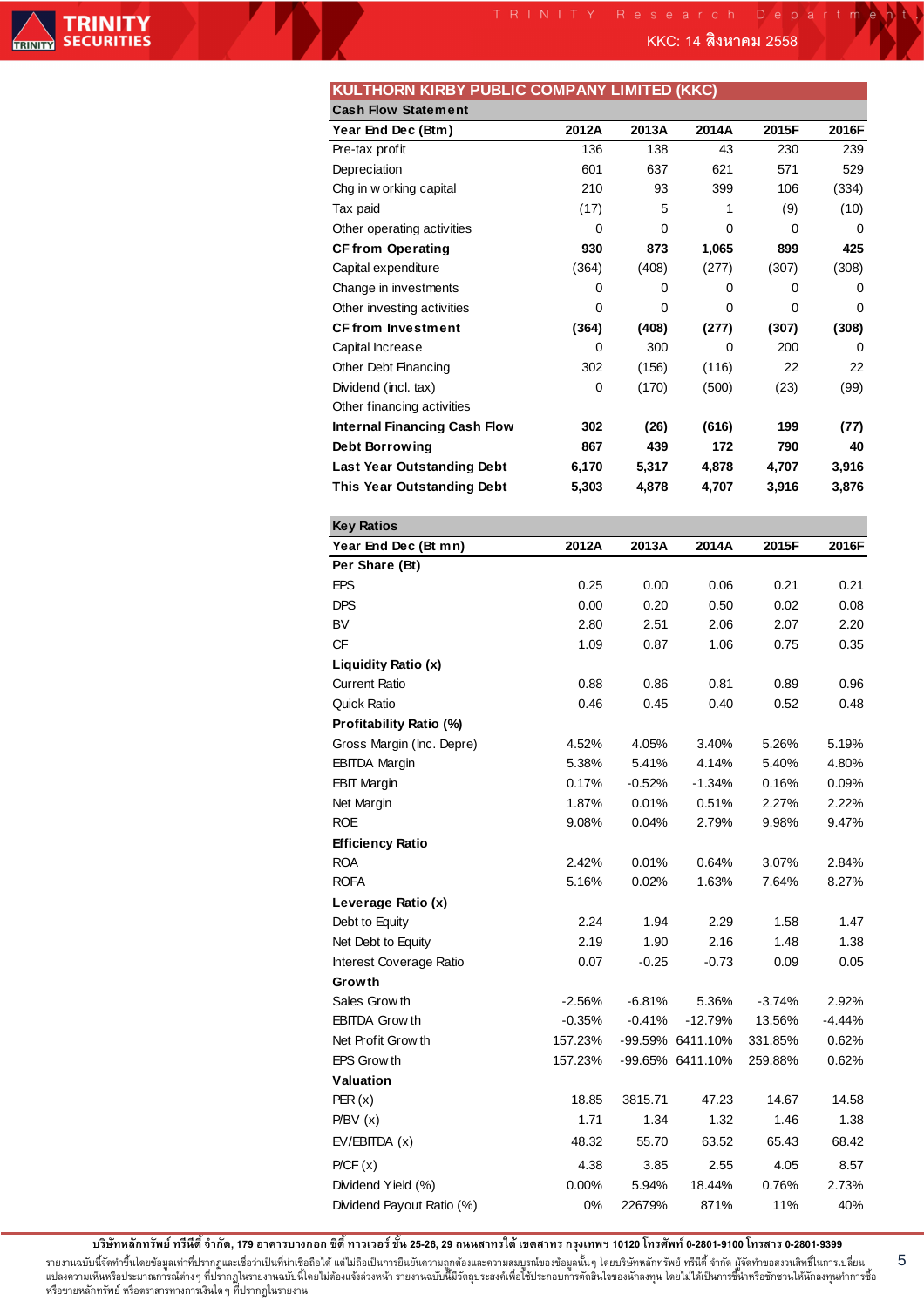## KULTHORN KIRBY PUBLIC COMPANY LIMITED (KKC)

### Cash Flow Statement

| Year End Dec (Btm) | 2012A | 2013A | 2014A | 2015F | 2016F |
|---|---|---|---|---|---|
| Pre-tax profit | 136 | 138 | 43 | 230 | 239 |
| Depreciation | 601 | 637 | 621 | 571 | 529 |
| Chg in working capital | 210 | 93 | 399 | 106 | (334) |
| Tax paid | (17) | 5 | 1 | (9) | (10) |
| Other operating activities | 0 | 0 | 0 | 0 | 0 |
| **CF from Operating** | **930** | **873** | **1,065** | **899** | **425** |
| Capital expenditure | (364) | (408) | (277) | (307) | (308) |
| Change in investments | 0 | 0 | 0 | 0 | 0 |
| Other investing activities | 0 | 0 | 0 | 0 | 0 |
| **CF from Investment** | **(364)** | **(408)** | **(277)** | **(307)** | **(308)** |
| Capital Increase | 0 | 300 | 0 | 200 | 0 |
| Other Debt Financing | 302 | (156) | (116) | 22 | 22 |
| Dividend (incl. tax) | 0 | (170) | (500) | (23) | (99) |
| Other financing activities | | | | | |
| **Internal Financing Cash Flow** | **302** | **(26)** | **(616)** | **199** | **(77)** |
| **Debt Borrowing** | **867** | **439** | **172** | **790** | **40** |
| **Last Year Outstanding Debt** | **6,170** | **5,317** | **4,878** | **4,707** | **3,916** |
| **This Year Outstanding Debt** | **5,303** | **4,878** | **4,707** | **3,916** | **3,876** |

### Key Ratios

| Year End Dec (Bt mn) | 2012A | 2013A | 2014A | 2015F | 2016F |
|---|---|---|---|---|---|
| **Per Share (Bt)** | | | | | |
| EPS | 0.25 | 0.00 | 0.06 | 0.21 | 0.21 |
| DPS | 0.00 | 0.20 | 0.50 | 0.02 | 0.08 |
| BV | 2.80 | 2.51 | 2.06 | 2.07 | 2.20 |
| CF | 1.09 | 0.87 | 1.06 | 0.75 | 0.35 |
| **Liquidity Ratio (x)** | | | | | |
| Current Ratio | 0.88 | 0.86 | 0.81 | 0.89 | 0.96 |
| Quick Ratio | 0.46 | 0.45 | 0.40 | 0.52 | 0.48 |
| **Profitability Ratio (%)** | | | | | |
| Gross Margin (Inc. Depre) | 4.52% | 4.05% | 3.40% | 5.26% | 5.19% |
| EBITDA Margin | 5.38% | 5.41% | 4.14% | 5.40% | 4.80% |
| EBIT Margin | 0.17% | -0.52% | -1.34% | 0.16% | 0.09% |
| Net Margin | 1.87% | 0.01% | 0.51% | 2.27% | 2.22% |
| ROE | 9.08% | 0.04% | 2.79% | 9.98% | 9.47% |
| **Efficiency Ratio** | | | | | |
| ROA | 2.42% | 0.01% | 0.64% | 3.07% | 2.84% |
| ROFA | 5.16% | 0.02% | 1.63% | 7.64% | 8.27% |
| **Leverage Ratio (x)** | | | | | |
| Debt to Equity | 2.24 | 1.94 | 2.29 | 1.58 | 1.47 |
| Net Debt to Equity | 2.19 | 1.90 | 2.16 | 1.48 | 1.38 |
| Interest Coverage Ratio | 0.07 | -0.25 | -0.73 | 0.09 | 0.05 |
| **Growth** | | | | | |
| Sales Growth | -2.56% | -6.81% | 5.36% | -3.74% | 2.92% |
| EBITDA Growth | -0.35% | -0.41% | -12.79% | 13.56% | -4.44% |
| Net Profit Growth | 157.23% | -99.59% | 6411.10% | 331.85% | 0.62% |
| EPS Growth | 157.23% | -99.65% | 6411.10% | 259.88% | 0.62% |
| **Valuation** | | | | | |
| PER (x) | 18.85 | 3815.71 | 47.23 | 14.67 | 14.58 |
| P/BV (x) | 1.71 | 1.34 | 1.32 | 1.46 | 1.38 |
| EV/EBITDA (x) | 48.32 | 55.70 | 63.52 | 65.43 | 68.42 |
| P/CF (x) | 4.38 | 3.85 | 2.55 | 4.05 | 8.57 |
| Dividend Yield (%) | 0.00% | 5.94% | 18.44% | 0.76% | 2.73% |
| Dividend Payout Ratio (%) | 0% | 22679% | 871% | 11% | 40% |

**บริษัทหลักทรัพย์ ทรีนีตี้ จำกัด, 179 อาคารบางกอก ซิตี้ ทาวเวอร์ ชั้น 25-26, 29 ถนนสาทรใต้ เขตสาทร กรุงเทพฯ 10120 โทรศัพท์ 0-2801-9100 โทรสาร 0-2801-9399**

รายงานฉบับนี้จัดทำขึ้นโดยข้อมูลเท่าที่ปรากฏและเชื่อว่าเป็นที่น่าเชื่อถือได้ แต่ไม่ถือเป็นการยืนยันความถูกต้องและความสมบูรณ์ของข้อมูลนั้นๆ โดยบริษัทหลักทรัพย์ ทรีนีตี้ จำกัด ผู้จัดทำขอสงวนสิทธิ์ในการเปลี่ยนแปลงความเห็นหรือประมาณการณ์ต่างๆ ที่ปรากฏในรายงานฉบับนี้โดยไม่ต้องแจ้งล่วงหน้า รายงานฉบับนี้มีวัตถุประสงค์เพื่อใช้ประกอบการตัดสินใจของนักลงทุน โดยไม่ได้เป็นการชี้นำหรือชักชวนให้นักลงทุนทำการซื้อหรือขายหลักทรัพย์ หรือตราสารทางการเงินใดๆ ที่ปรากฏในรายงาน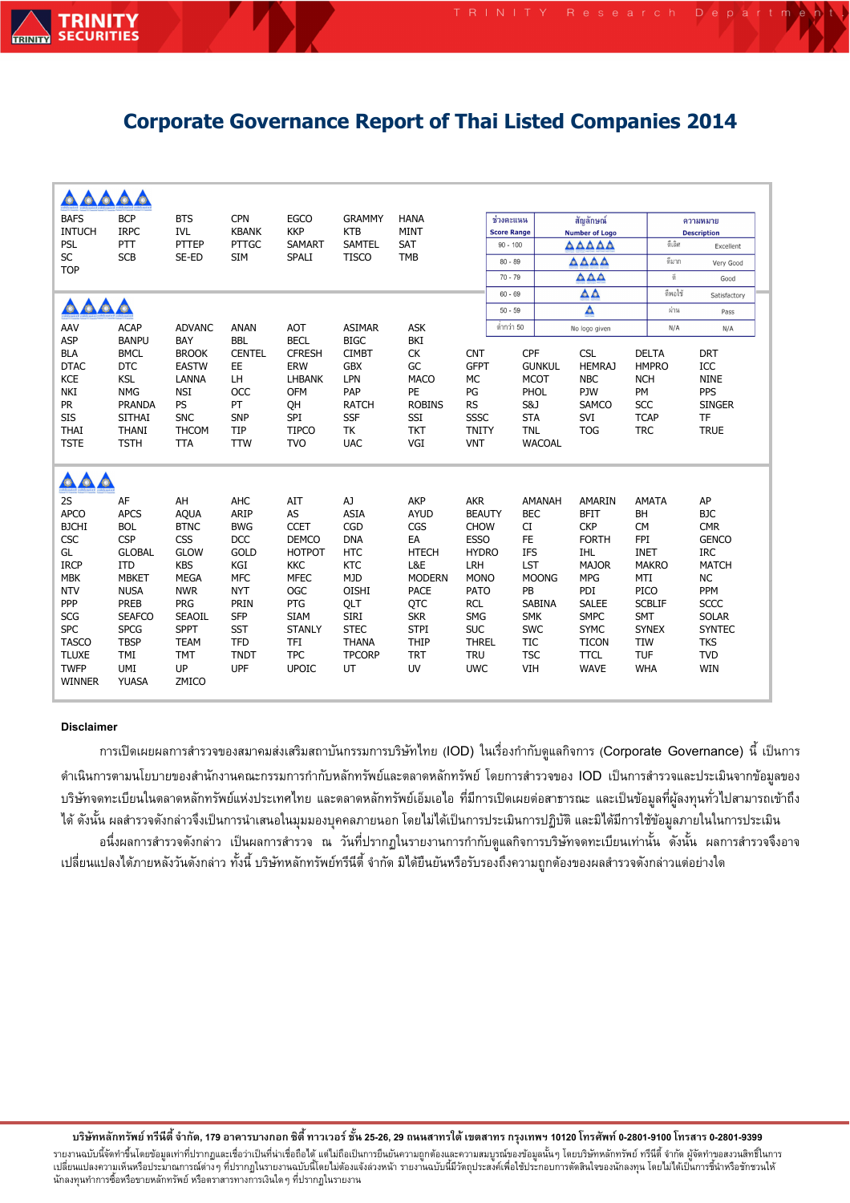# Corporate Governance Report of Thai Listed Companies 2014

**5 logos (Excellent)**

| | | | | | | |
|---|---|---|---|---|---|---|
| BAFS | BCP | BTS | CPN | EGCO | GRAMMY | HANA |
| INTUCH | IRPC | IVL | KBANK | KKP | KTB | MINT |
| PSL | PTT | PTTEP | PTTGC | SAMART | SAMTEL | SAT |
| SC | SCB | SE-ED | SIM | SPALI | TISCO | TMB |
| TOP | | | | | | |

| ช่วงคะแนน Score Range | สัญลักษณ์ Number of Logo | ความหมาย Description | |
|---|---|---|---|
| 90 - 100 | 5 logos | ดีเลิศ | Excellent |
| 80 - 89 | 4 logos | ดีมาก | Very Good |
| 70 - 79 | 3 logos | ดี | Good |
| 60 - 69 | 2 logos | ดีพอใช้ | Satisfactory |
| 50 - 59 | 1 logo | ผ่าน | Pass |
| ต่ำกว่า 50 | No logo given | N/A | N/A |

**4 logos (Very Good)**

| | | | | | | | | | | | |
|---|---|---|---|---|---|---|---|---|---|---|---|
| AAV | ACAP | ADVANC | ANAN | AOT | ASIMAR | ASK | | | | | |
| ASP | BANPU | BAY | BBL | BECL | BIGC | BKI | | | | | |
| BLA | BMCL | BROOK | CENTEL | CFRESH | CIMBT | CK | CNT | CPF | CSL | DELTA | DRT |
| DTAC | DTC | EASTW | EE | ERW | GBX | GC | GFPT | GUNKUL | HEMRAJ | HMPRO | ICC |
| KCE | KSL | LANNA | LH | LHBANK | LPN | MACO | MC | MCOT | NBC | NCH | NINE |
| NKI | NMG | NSI | OCC | OFM | PAP | PE | PG | PHOL | PJW | PM | PPS |
| PR | PRANDA | PS | PT | QH | RATCH | ROBINS | RS | S&J | SAMCO | SCC | SINGER |
| SIS | SITHAI | SNC | SNP | SPI | SSF | SSI | SSSC | STA | SVI | TCAP | TF |
| THAI | THANI | THCOM | TIP | TIPCO | TK | TKT | TNITY | TNL | TOG | TRC | TRUE |
| TSTE | TSTH | TTA | TTW | TVO | UAC | VGI | VNT | WACOAL | | | |

**3 logos (Good)**

| | | | | | | | | | | | |
|---|---|---|---|---|---|---|---|---|---|---|---|
| 2S | AF | AH | AHC | AIT | AJ | AKP | AKR | AMANAH | AMARIN | AMATA | AP |
| APCO | APCS | AQUA | ARIP | AS | ASIA | AYUD | BEAUTY | BEC | BFIT | BH | BJC |
| BJCHI | BOL | BTNC | BWG | CCET | CGD | CGS | CHOW | CI | CKP | CM | CMR |
| CSC | CSP | CSS | DCC | DEMCO | DNA | EA | ESSO | FE | FORTH | FPI | GENCO |
| GL | GLOBAL | GLOW | GOLD | HOTPOT | HTC | HTECH | HYDRO | IFS | IHL | INET | IRC |
| IRCP | ITD | KBS | KGI | KKC | KTC | L&E | LRH | LST | MAJOR | MAKRO | MATCH |
| MBK | MBKET | MEGA | MFC | MFEC | MJD | MODERN | MONO | MOONG | MPG | MTI | NC |
| NTV | NUSA | NWR | NYT | OGC | OISHI | PACE | PATO | PB | PDI | PICO | PPM |
| PPP | PREB | PRG | PRIN | PTG | QLT | QTC | RCL | SABINA | SALEE | SCBLIF | SCCC |
| SCG | SEAFCO | SEAOIL | SFP | SIAM | SIRI | SKR | SMG | SMK | SMPC | SMT | SOLAR |
| SPC | SPCG | SPPT | SST | STANLY | STEC | STPI | SUC | SWC | SYMC | SYNEX | SYNTEC |
| TASCO | TBSP | TEAM | TFD | TFI | THANA | THIP | THREL | TIC | TICON | TIW | TKS |
| TLUXE | TMI | TMT | TNDT | TPC | TPCORP | TRT | TRU | TSC | TTCL | TUF | TVD |
| TWFP | UMI | UP | UPF | UPOIC | UT | UV | UWC | VIH | WAVE | WHA | WIN |
| WINNER | YUASA | ZMICO | | | | | | | | | |

**Disclaimer**

การเปิดเผยผลการสำรวจของสมาคมส่งเสริมสถาบันกรรมการบริษัทไทย (IOD) ในเรื่องกำกับดูแลกิจการ (Corporate Governance) นี้ เป็นการดำเนินการตามนโยบายของสำนักงานคณะกรรมการกำกับหลักทรัพย์และตลาดหลักทรัพย์ โดยการสำรวจของ IOD เป็นการสำรวจและประเมินจากข้อมูลของบริษัทจดทะเบียนในตลาดหลักทรัพย์แห่งประเทศไทย และตลาดหลักทรัพย์เอ็มเอไอ ที่มีการเปิดเผยต่อสาธารณะ และเป็นข้อมูลที่ผู้ลงทุนทั่วไปสามารถเข้าถึงได้ ดังนั้น ผลสำรวจดังกล่าวจึงเป็นการนำเสนอในมุมมองบุคคลภายนอก โดยไม่ได้เป็นการประเมินการปฏิบัติ และมิได้มีการใช้ข้อมูลภายในในการประเมิน

อนึ่งผลการสำรวจดังกล่าว เป็นผลการสำรวจ ณ วันที่ปรากฏในรายงานการกำกับดูแลกิจการบริษัทจดทะเบียนเท่านั้น ดังนั้น ผลการสำรวจจึงอาจเปลี่ยนแปลงได้ภายหลังวันดังกล่าว ทั้งนี้ บริษัทหลักทรัพย์ทรีนีตี้ จำกัด มิได้ยืนยันหรือรับรองถึงความถูกต้องของผลสำรวจดังกล่าวแต่อย่างใด

**บริษัทหลักทรัพย์ ทรีนีตี้ จำกัด, 179 อาคารบางกอก ซิตี้ ทาวเวอร์ ชั้น 25-26, 29 ถนนสาทรใต้ เขตสาทร กรุงเทพฯ 10120 โทรศัพท์ 0-2801-9100 โทรสาร 0-2801-9399**

รายงานฉบับนี้จัดทำขึ้นโดยข้อมูลเท่าที่ปรากฏและเชื่อว่าเป็นที่น่าเชื่อถือได้ แต่ไม่ถือเป็นการยืนยันความถูกต้องและความสมบูรณ์ของข้อมูลนั้นๆ โดยบริษัทหลักทรัพย์ ทรีนีตี้ จำกัด ผู้จัดทำขอสงวนสิทธิ์ในการเปลี่ยนแปลงความเห็นหรือประมาณการณ์ต่างๆ ที่ปรากฏในรายงานฉบับนี้โดยไม่ต้องแจ้งล่วงหน้า รายงานฉบับนี้มีวัตถุประสงค์เพื่อใช้ประกอบการตัดสินใจของนักลงทุน โดยไม่ได้เป็นการชี้นำหรือชักชวนให้นักลงทุนทำการซื้อหรือขายหลักทรัพย์ หรือตราสารทางการเงินใดๆ ที่ปรากฏในรายงาน